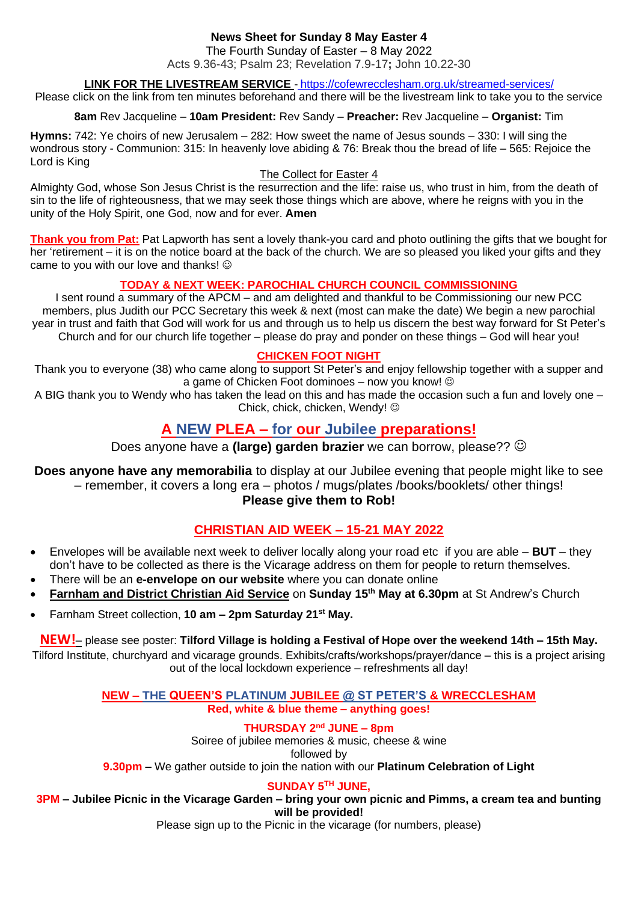**News Sheet for Sunday 8 May Easter 4**

The Fourth Sunday of Easter – 8 May 2022

Acts 9.36-43; Psalm 23; Revelation 7.9-17**;** John 10.22-30

**LINK FOR THE LIVESTREAM SERVICE** - https://cofewrecclesham.org.uk/streamed-services/

Please click on the link from ten minutes beforehand and there will be the livestream link to take you to the service

**8am** Rev Jacqueline – **10am President:** Rev Sandy – **Preacher:** Rev Jacqueline – **Organist:** Tim

**Hymns:** 742: Ye choirs of new Jerusalem – 282: How sweet the name of Jesus sounds – 330: I will sing the wondrous story - Communion: 315: In heavenly love abiding & 76: Break thou the bread of life – 565: Rejoice the Lord is King

The Collect for Easter 4

Almighty God, whose Son Jesus Christ is the resurrection and the life: raise us, who trust in him, from the death of sin to the life of righteousness, that we may seek those things which are above, where he reigns with you in the unity of the Holy Spirit, one God, now and for ever. **Amen**

**Thank you from Pat:** Pat Lapworth has sent a lovely thank-you card and photo outlining the gifts that we bought for her 'retirement – it is on the notice board at the back of the church. We are so pleased you liked your gifts and they came to you with our love and thanks! ☺

## TODAY & NEXT WEEK: PAROCHIAL CHURCH COUNCIL COMMISSIONING

I sent round a summary of the APCM – and am delighted and thankful to be Commissioning our new PCC members, plus Judith our PCC Secretary this week & next (most can make the date) We begin a new parochial year in trust and faith that God will work for us and through us to help us discern the best way forward for St Peter's Church and for our church life together – please do pray and ponder on these things – God will hear you!

## CHICKEN FOOT NIGHT

Thank you to everyone (38) who came along to support St Peter's and enjoy fellowship together with a supper and a game of Chicken Foot dominoes – now you know! ☺

A BIG thank you to Wendy who has taken the lead on this and has made the occasion such a fun and lovely one – Chick, chick, chicken, Wendy! ☺

## A NEW PLEA – for our Jubilee preparations!

Does anyone have a **(large) garden brazier** we can borrow, please?? ☺

**Does anyone have any memorabilia** to display at our Jubilee evening that people might like to see – remember, it covers a long era – photos / mugs/plates /books/booklets/ other things!

**Please give them to Rob!**

## CHRISTIAN AID WEEK – 15-21 MAY 2022

- Envelopes will be available next week to deliver locally along your road etc if you are able – **BUT** – they don't have to be collected as there is the Vicarage address on them for people to return themselves.
- There will be an **e-envelope on our website** where you can donate online
- **Farnham and District Christian Aid Service** on **Sunday 15th May at 6.30pm** at St Andrew's Church
- Farnham Street collection, **10 am – 2pm Saturday 21st May.**

**NEW!**– please see poster: **Tilford Village is holding a Festival of Hope over the weekend 14th – 15th May.** Tilford Institute, churchyard and vicarage grounds. Exhibits/crafts/workshops/prayer/dance – this is a project arising out of the local lockdown experience – refreshments all day!

## NEW – THE QUEEN'S PLATINUM JUBILEE @ ST PETER'S & WRECCLESHAM

**Red, white & blue theme – anything goes!**

**THURSDAY 2nd JUNE – 8pm**

Soiree of jubilee memories & music, cheese & wine

followed by

**9.30pm –** We gather outside to join the nation with our **Platinum Celebration of Light**

**SUNDAY 5TH JUNE,**

**3PM – Jubilee Picnic in the Vicarage Garden – bring your own picnic and Pimms, a cream tea and bunting will be provided!**

Please sign up to the Picnic in the vicarage (for numbers, please)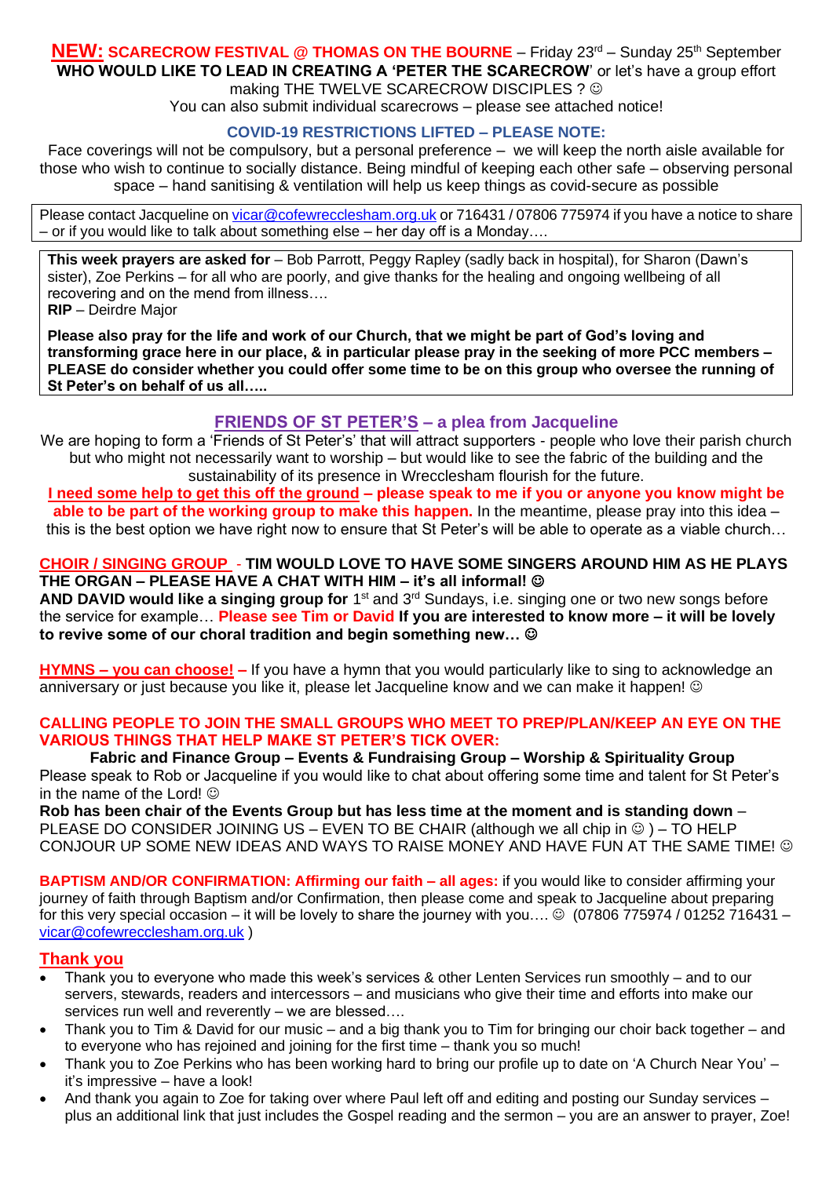**NEW: SCARECROW FESTIVAL @ THOMAS ON THE BOURNE** – Friday 23rd – Sunday 25th September

**WHO WOULD LIKE TO LEAD IN CREATING A 'PETER THE SCARECROW**' or let's have a group effort making THE TWELVE SCARECROW DISCIPLES ? ☺

You can also submit individual scarecrows – please see attached notice!

**COVID-19 RESTRICTIONS LIFTED – PLEASE NOTE:**

Face coverings will not be compulsory, but a personal preference – we will keep the north aisle available for those who wish to continue to socially distance. Being mindful of keeping each other safe – observing personal space – hand sanitising & ventilation will help us keep things as covid-secure as possible

Please contact Jacqueline on vicar@cofewrecclesham.org.uk or 716431 / 07806 775974 if you have a notice to share – or if you would like to talk about something else – her day off is a Monday….

**This week prayers are asked for** – Bob Parrott, Peggy Rapley (sadly back in hospital), for Sharon (Dawn's sister), Zoe Perkins – for all who are poorly, and give thanks for the healing and ongoing wellbeing of all recovering and on the mend from illness….

**RIP** – Deirdre Major

**Please also pray for the life and work of our Church, that we might be part of God's loving and transforming grace here in our place, & in particular please pray in the seeking of more PCC members – PLEASE do consider whether you could offer some time to be on this group who oversee the running of St Peter's on behalf of us all…..**

## FRIENDS OF ST PETER'S – a plea from Jacqueline

We are hoping to form a 'Friends of St Peter's' that will attract supporters - people who love their parish church but who might not necessarily want to worship – but would like to see the fabric of the building and the sustainability of its presence in Wrecclesham flourish for the future.

**I need some help to get this off the ground – please speak to me if you or anyone you know might be able to be part of the working group to make this happen.** In the meantime, please pray into this idea – this is the best option we have right now to ensure that St Peter's will be able to operate as a viable church…

**CHOIR / SINGING GROUP - TIM WOULD LOVE TO HAVE SOME SINGERS AROUND HIM AS HE PLAYS THE ORGAN – PLEASE HAVE A CHAT WITH HIM – it's all informal! ☺**
**AND DAVID would like a singing group for** 1st and 3rd Sundays, i.e. singing one or two new songs before the service for example… **Please see Tim or David If you are interested to know more – it will be lovely to revive some of our choral tradition and begin something new… ☺**

**HYMNS – you can choose! –** If you have a hymn that you would particularly like to sing to acknowledge an anniversary or just because you like it, please let Jacqueline know and we can make it happen! ☺

**CALLING PEOPLE TO JOIN THE SMALL GROUPS WHO MEET TO PREP/PLAN/KEEP AN EYE ON THE VARIOUS THINGS THAT HELP MAKE ST PETER'S TICK OVER:**

**Fabric and Finance Group – Events & Fundraising Group – Worship & Spirituality Group**

Please speak to Rob or Jacqueline if you would like to chat about offering some time and talent for St Peter's in the name of the Lord! ☺

**Rob has been chair of the Events Group but has less time at the moment and is standing down** – PLEASE DO CONSIDER JOINING US – EVEN TO BE CHAIR (although we all chip in ☺ ) – TO HELP CONJOUR UP SOME NEW IDEAS AND WAYS TO RAISE MONEY AND HAVE FUN AT THE SAME TIME! ☺

**BAPTISM AND/OR CONFIRMATION: Affirming our faith – all ages:** if you would like to consider affirming your journey of faith through Baptism and/or Confirmation, then please come and speak to Jacqueline about preparing for this very special occasion – it will be lovely to share the journey with you…. ☺ (07806 775974 / 01252 716431 – vicar@cofewrecclesham.org.uk )

## Thank you

- Thank you to everyone who made this week's services & other Lenten Services run smoothly – and to our servers, stewards, readers and intercessors – and musicians who give their time and efforts into make our services run well and reverently – we are blessed….
- Thank you to Tim & David for our music – and a big thank you to Tim for bringing our choir back together – and to everyone who has rejoined and joining for the first time – thank you so much!
- Thank you to Zoe Perkins who has been working hard to bring our profile up to date on 'A Church Near You' – it's impressive – have a look!
- And thank you again to Zoe for taking over where Paul left off and editing and posting our Sunday services – plus an additional link that just includes the Gospel reading and the sermon – you are an answer to prayer, Zoe!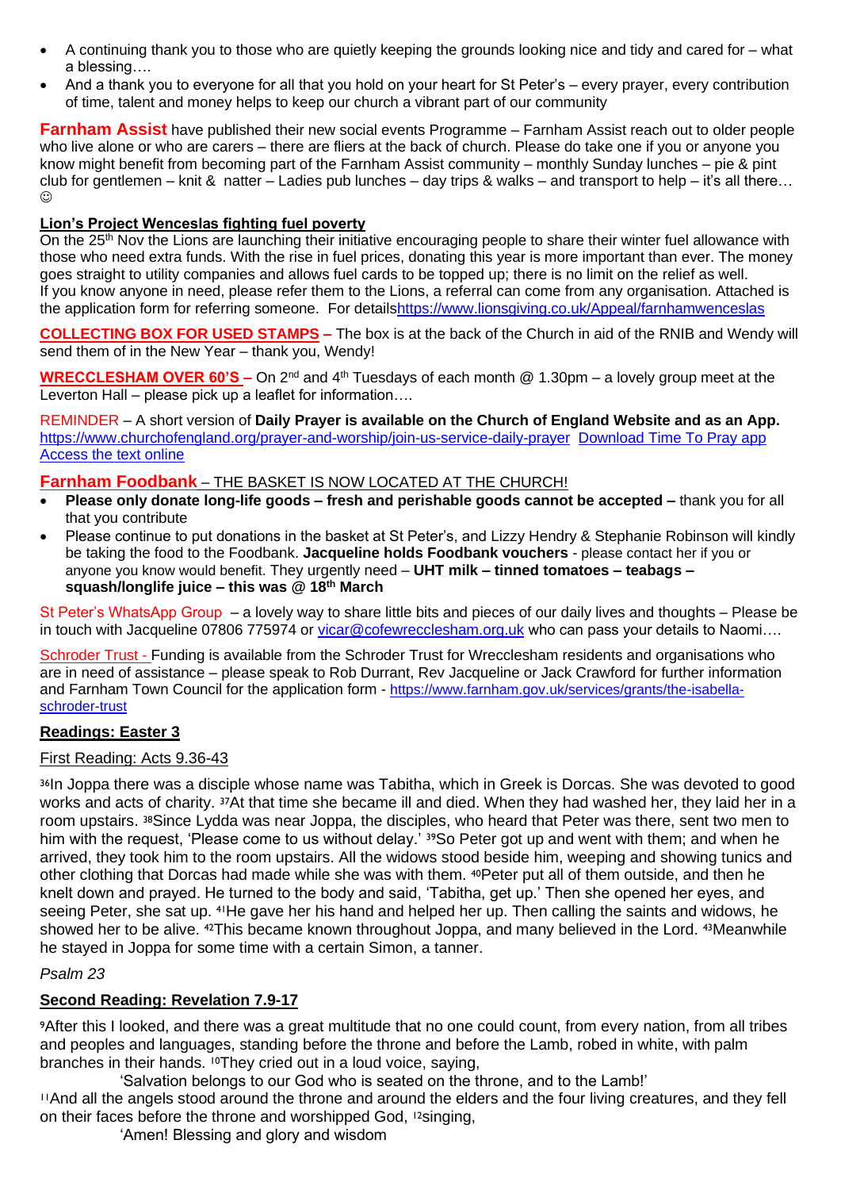- A continuing thank you to those who are quietly keeping the grounds looking nice and tidy and cared for – what a blessing….
- And a thank you to everyone for all that you hold on your heart for St Peter's – every prayer, every contribution of time, talent and money helps to keep our church a vibrant part of our community

**Farnham Assist** have published their new social events Programme – Farnham Assist reach out to older people who live alone or who are carers – there are fliers at the back of church. Please do take one if you or anyone you know might benefit from becoming part of the Farnham Assist community – monthly Sunday lunches – pie & pint club for gentlemen – knit & natter – Ladies pub lunches – day trips & walks – and transport to help – it's all there… ☺

**Lion's Project Wenceslas fighting fuel poverty**

On the 25th Nov the Lions are launching their initiative encouraging people to share their winter fuel allowance with those who need extra funds. With the rise in fuel prices, donating this year is more important than ever. The money goes straight to utility companies and allows fuel cards to be topped up; there is no limit on the relief as well. If you know anyone in need, please refer them to the Lions, a referral can come from any organisation. Attached is the application form for referring someone. For detailshttps://www.lionsgiving.co.uk/Appeal/farnhamwenceslas

**COLLECTING BOX FOR USED STAMPS –** The box is at the back of the Church in aid of the RNIB and Wendy will send them of in the New Year – thank you, Wendy!

**WRECCLESHAM OVER 60'S –** On 2nd and 4th Tuesdays of each month @ 1.30pm – a lovely group meet at the Leverton Hall – please pick up a leaflet for information….

REMINDER – A short version of **Daily Prayer is available on the Church of England Website and as an App.** https://www.churchofengland.org/prayer-and-worship/join-us-service-daily-prayer Download Time To Pray app Access the text online

**Farnham Foodbank** – THE BASKET IS NOW LOCATED AT THE CHURCH!

- **Please only donate long-life goods – fresh and perishable goods cannot be accepted –** thank you for all that you contribute
- Please continue to put donations in the basket at St Peter's, and Lizzy Hendry & Stephanie Robinson will kindly be taking the food to the Foodbank. **Jacqueline holds Foodbank vouchers** - please contact her if you or anyone you know would benefit. They urgently need – **UHT milk – tinned tomatoes – teabags – squash/longlife juice – this was @ 18th March**

St Peter's WhatsApp Group – a lovely way to share little bits and pieces of our daily lives and thoughts – Please be in touch with Jacqueline 07806 775974 or vicar@cofewrecclesham.org.uk who can pass your details to Naomi….

Schroder Trust - Funding is available from the Schroder Trust for Wrecclesham residents and organisations who are in need of assistance – please speak to Rob Durrant, Rev Jacqueline or Jack Crawford for further information and Farnham Town Council for the application form - https://www.farnham.gov.uk/services/grants/the-isabella-schroder-trust

**Readings: Easter 3**

First Reading: Acts 9.36-43

36In Joppa there was a disciple whose name was Tabitha, which in Greek is Dorcas. She was devoted to good works and acts of charity. 37At that time she became ill and died. When they had washed her, they laid her in a room upstairs. 38Since Lydda was near Joppa, the disciples, who heard that Peter was there, sent two men to him with the request, 'Please come to us without delay.' 39So Peter got up and went with them; and when he arrived, they took him to the room upstairs. All the widows stood beside him, weeping and showing tunics and other clothing that Dorcas had made while she was with them. 40Peter put all of them outside, and then he knelt down and prayed. He turned to the body and said, 'Tabitha, get up.' Then she opened her eyes, and seeing Peter, she sat up. 41He gave her his hand and helped her up. Then calling the saints and widows, he showed her to be alive. 42This became known throughout Joppa, and many believed in the Lord. 43Meanwhile he stayed in Joppa for some time with a certain Simon, a tanner.

*Psalm 23*

**Second Reading: Revelation 7.9-17**

9After this I looked, and there was a great multitude that no one could count, from every nation, from all tribes and peoples and languages, standing before the throne and before the Lamb, robed in white, with palm branches in their hands. 10They cried out in a loud voice, saying,

'Salvation belongs to our God who is seated on the throne, and to the Lamb!'

11And all the angels stood around the throne and around the elders and the four living creatures, and they fell on their faces before the throne and worshipped God, 12singing,

'Amen! Blessing and glory and wisdom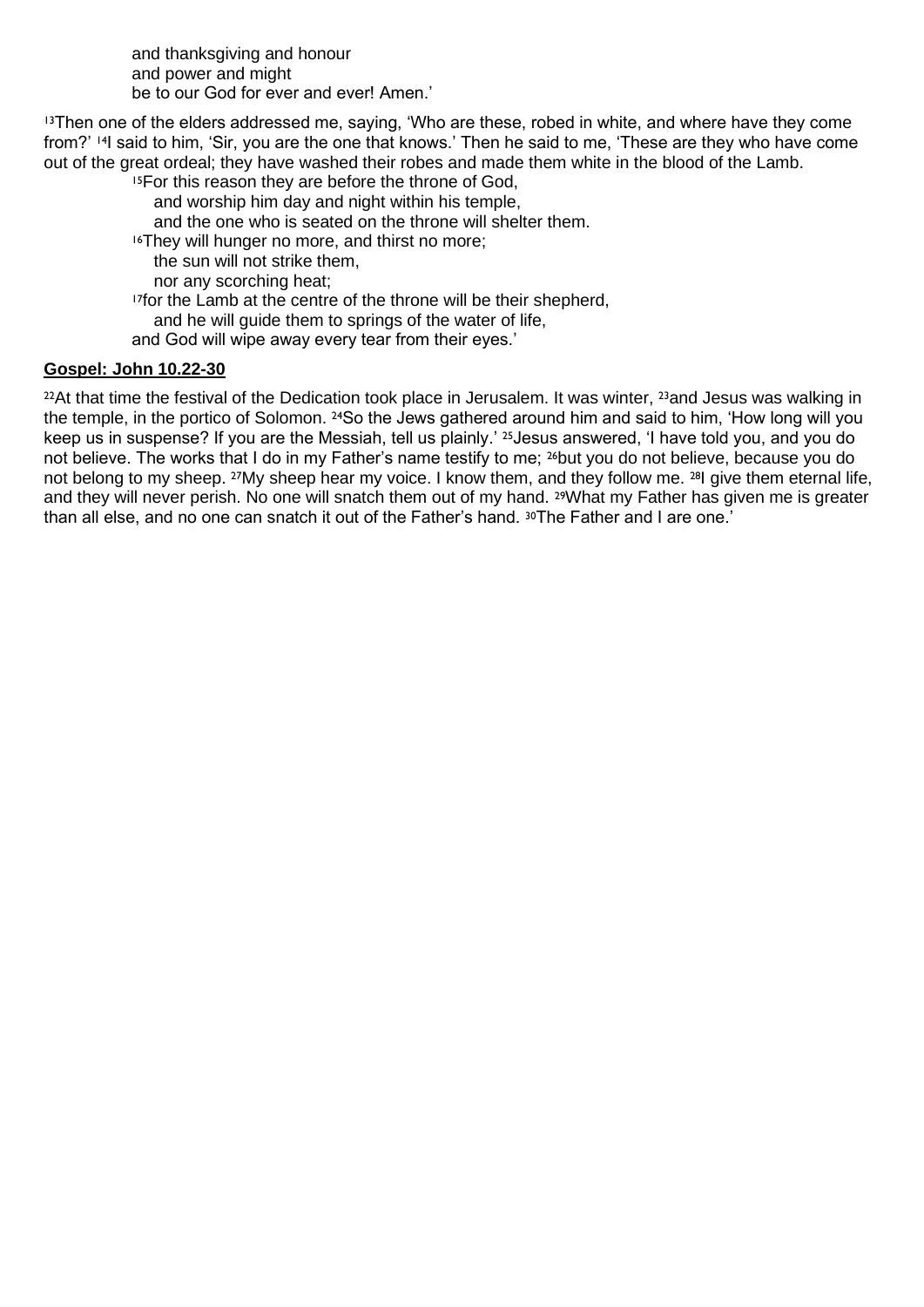and thanksgiving and honour
and power and might
be to our God for ever and ever! Amen.'

[13]Then one of the elders addressed me, saying, 'Who are these, robed in white, and where have they come from?' [14]I said to him, 'Sir, you are the one that knows.' Then he said to me, 'These are they who have come out of the great ordeal; they have washed their robes and made them white in the blood of the Lamb.

[15]For this reason they are before the throne of God,
and worship him day and night within his temple,
and the one who is seated on the throne will shelter them.
[16]They will hunger no more, and thirst no more;
the sun will not strike them,
nor any scorching heat;
[17]for the Lamb at the centre of the throne will be their shepherd,
and he will guide them to springs of the water of life,
and God will wipe away every tear from their eyes.'

**Gospel: John 10.22-30**

[22]At that time the festival of the Dedication took place in Jerusalem. It was winter, [23]and Jesus was walking in the temple, in the portico of Solomon. [24]So the Jews gathered around him and said to him, 'How long will you keep us in suspense? If you are the Messiah, tell us plainly.' [25]Jesus answered, 'I have told you, and you do not believe. The works that I do in my Father's name testify to me; [26]but you do not believe, because you do not belong to my sheep. [27]My sheep hear my voice. I know them, and they follow me. [28]I give them eternal life, and they will never perish. No one will snatch them out of my hand. [29]What my Father has given me is greater than all else, and no one can snatch it out of the Father's hand. [30]The Father and I are one.'